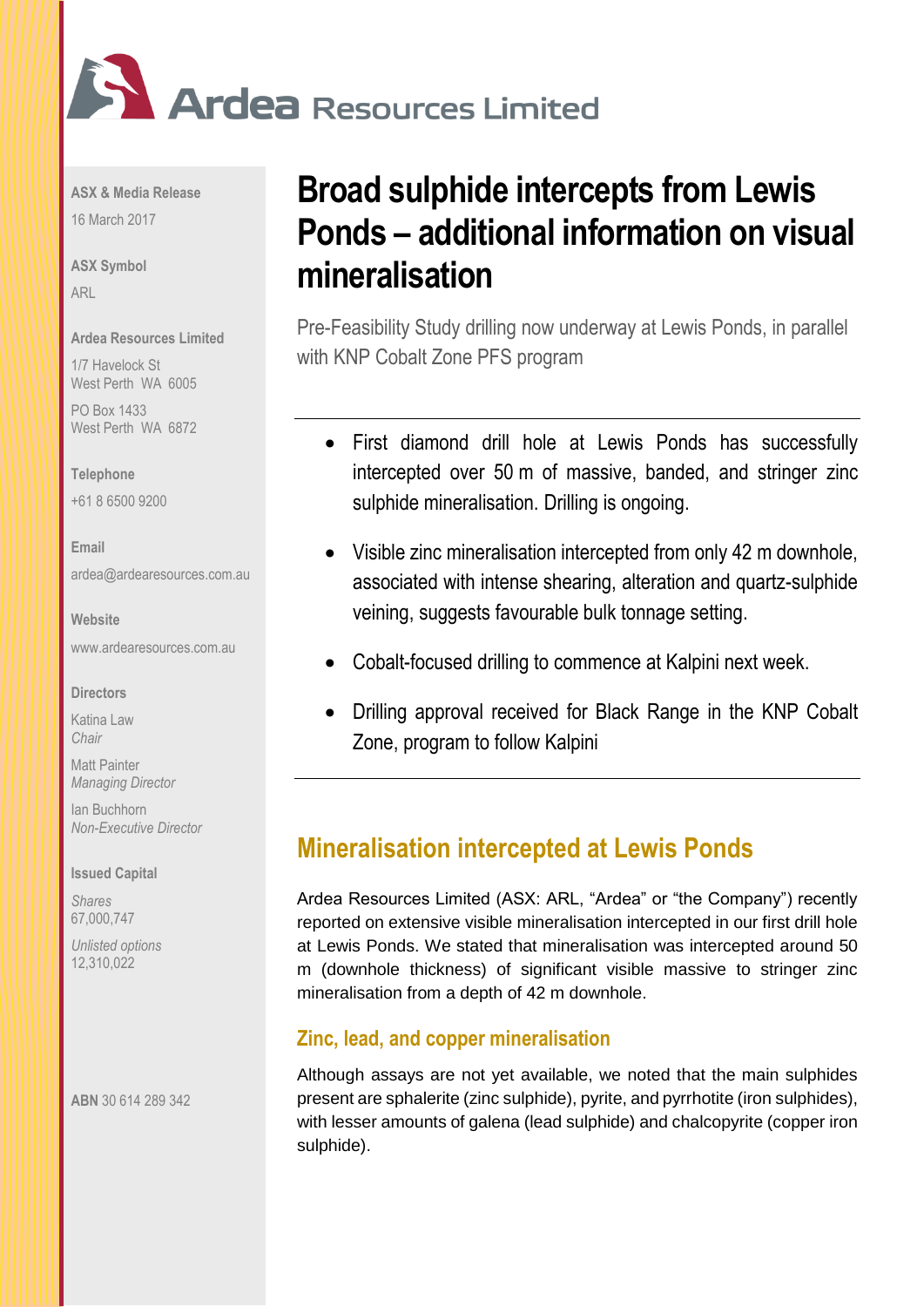# Ardea Resources Limited

**ASX & Media Release**
16 March 2017

**ASX Symbol**
ARL

**Ardea Resources Limited**
1/7 Havelock St
West Perth WA 6005

PO Box 1433
West Perth WA 6872

**Telephone**
+61 8 6500 9200

**Email**
ardea@ardearesources.com.au

**Website**
www.ardearesources.com.au

**Directors**

Katina Law
*Chair*

Matt Painter
*Managing Director*

Ian Buchhorn
*Non-Executive Director*

**Issued Capital**

*Shares*
67,000,747

*Unlisted options*
12,310,022

**ABN** 30 614 289 342

# Broad sulphide intercepts from Lewis Ponds – additional information on visual mineralisation

Pre-Feasibility Study drilling now underway at Lewis Ponds, in parallel with KNP Cobalt Zone PFS program

- First diamond drill hole at Lewis Ponds has successfully intercepted over 50 m of massive, banded, and stringer zinc sulphide mineralisation. Drilling is ongoing.
- Visible zinc mineralisation intercepted from only 42 m downhole, associated with intense shearing, alteration and quartz-sulphide veining, suggests favourable bulk tonnage setting.
- Cobalt-focused drilling to commence at Kalpini next week.
- Drilling approval received for Black Range in the KNP Cobalt Zone, program to follow Kalpini

## Mineralisation intercepted at Lewis Ponds

Ardea Resources Limited (ASX: ARL, "Ardea" or "the Company") recently reported on extensive visible mineralisation intercepted in our first drill hole at Lewis Ponds. We stated that mineralisation was intercepted around 50 m (downhole thickness) of significant visible massive to stringer zinc mineralisation from a depth of 42 m downhole.

### Zinc, lead, and copper mineralisation

Although assays are not yet available, we noted that the main sulphides present are sphalerite (zinc sulphide), pyrite, and pyrrhotite (iron sulphides), with lesser amounts of galena (lead sulphide) and chalcopyrite (copper iron sulphide).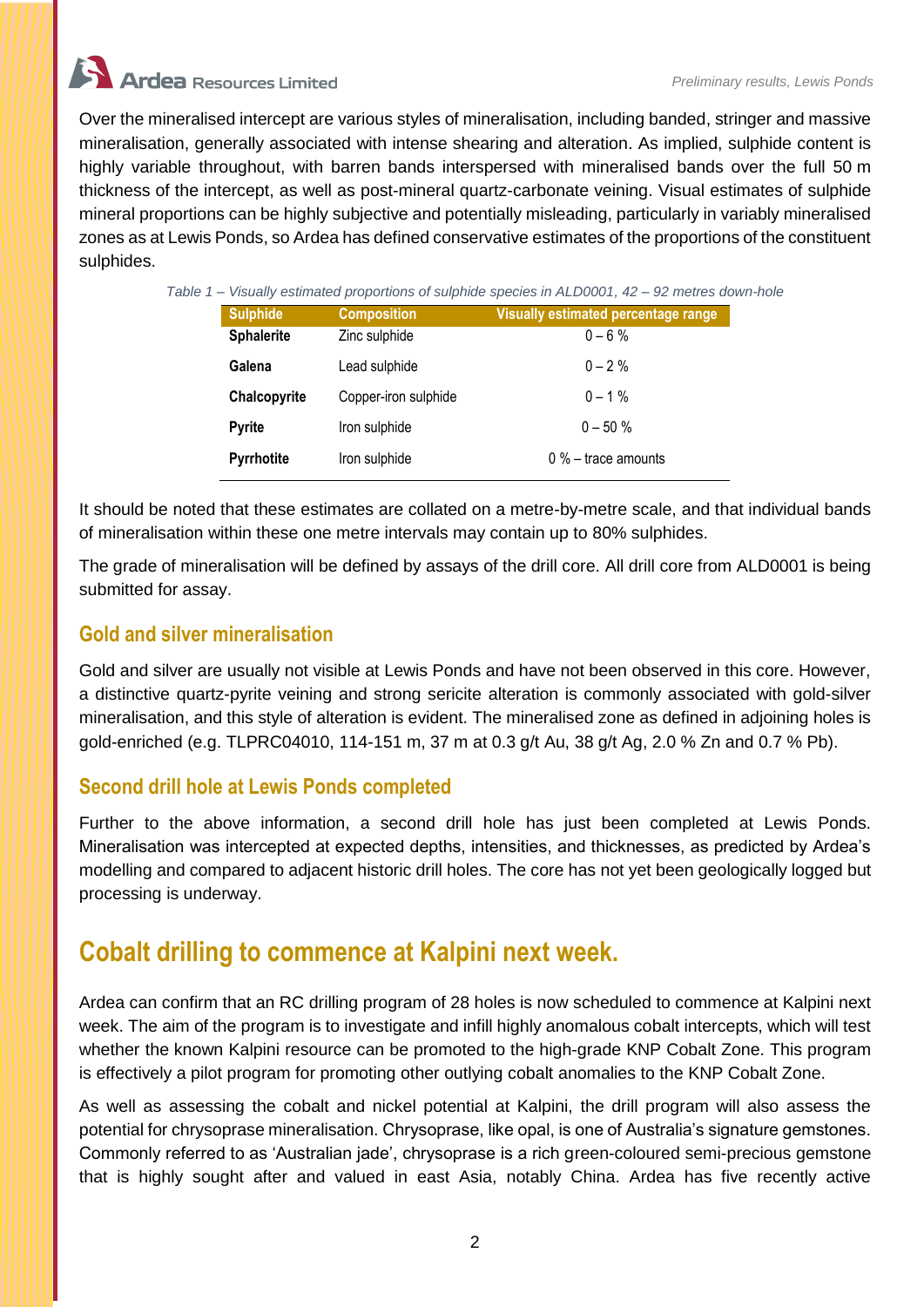Over the mineralised intercept are various styles of mineralisation, including banded, stringer and massive mineralisation, generally associated with intense shearing and alteration. As implied, sulphide content is highly variable throughout, with barren bands interspersed with mineralised bands over the full 50 m thickness of the intercept, as well as post-mineral quartz-carbonate veining. Visual estimates of sulphide mineral proportions can be highly subjective and potentially misleading, particularly in variably mineralised zones as at Lewis Ponds, so Ardea has defined conservative estimates of the proportions of the constituent sulphides.

*Table 1 – Visually estimated proportions of sulphide species in ALD0001, 42 – 92 metres down-hole*

| Sulphide | Composition | Visually estimated percentage range |
|---|---|---|
| **Sphalerite** | Zinc sulphide | 0 – 6 % |
| **Galena** | Lead sulphide | 0 – 2 % |
| **Chalcopyrite** | Copper-iron sulphide | 0 – 1 % |
| **Pyrite** | Iron sulphide | 0 – 50 % |
| **Pyrrhotite** | Iron sulphide | 0 % – trace amounts |

It should be noted that these estimates are collated on a metre-by-metre scale, and that individual bands of mineralisation within these one metre intervals may contain up to 80% sulphides.

The grade of mineralisation will be defined by assays of the drill core. All drill core from ALD0001 is being submitted for assay.

### Gold and silver mineralisation

Gold and silver are usually not visible at Lewis Ponds and have not been observed in this core. However, a distinctive quartz-pyrite veining and strong sericite alteration is commonly associated with gold-silver mineralisation, and this style of alteration is evident. The mineralised zone as defined in adjoining holes is gold-enriched (e.g. TLPRC04010, 114-151 m, 37 m at 0.3 g/t Au, 38 g/t Ag, 2.0 % Zn and 0.7 % Pb).

### Second drill hole at Lewis Ponds completed

Further to the above information, a second drill hole has just been completed at Lewis Ponds. Mineralisation was intercepted at expected depths, intensities, and thicknesses, as predicted by Ardea's modelling and compared to adjacent historic drill holes. The core has not yet been geologically logged but processing is underway.

## Cobalt drilling to commence at Kalpini next week.

Ardea can confirm that an RC drilling program of 28 holes is now scheduled to commence at Kalpini next week. The aim of the program is to investigate and infill highly anomalous cobalt intercepts, which will test whether the known Kalpini resource can be promoted to the high-grade KNP Cobalt Zone. This program is effectively a pilot program for promoting other outlying cobalt anomalies to the KNP Cobalt Zone.

As well as assessing the cobalt and nickel potential at Kalpini, the drill program will also assess the potential for chrysoprase mineralisation. Chrysoprase, like opal, is one of Australia's signature gemstones. Commonly referred to as 'Australian jade', chrysoprase is a rich green-coloured semi-precious gemstone that is highly sought after and valued in east Asia, notably China. Ardea has five recently active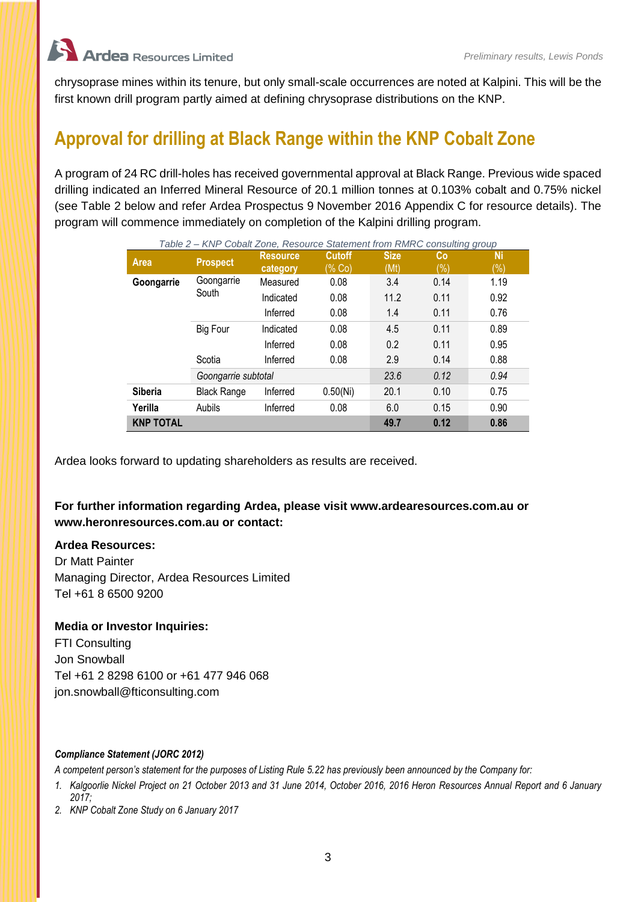chrysoprase mines within its tenure, but only small-scale occurrences are noted at Kalpini. This will be the first known drill program partly aimed at defining chrysoprase distributions on the KNP.

## Approval for drilling at Black Range within the KNP Cobalt Zone

A program of 24 RC drill-holes has received governmental approval at Black Range. Previous wide spaced drilling indicated an Inferred Mineral Resource of 20.1 million tonnes at 0.103% cobalt and 0.75% nickel (see Table 2 below and refer Ardea Prospectus 9 November 2016 Appendix C for resource details). The program will commence immediately on completion of the Kalpini drilling program.

*Table 2 – KNP Cobalt Zone, Resource Statement from RMRC consulting group*

| Area | Prospect | Resource category | Cutoff (% Co) | Size (Mt) | Co (%) | Ni (%) |
|---|---|---|---|---|---|---|
| **Goongarrie** | Goongarrie South | Measured | 0.08 | 3.4 | 0.14 | 1.19 |
| | | Indicated | 0.08 | 11.2 | 0.11 | 0.92 |
| | | Inferred | 0.08 | 1.4 | 0.11 | 0.76 |
| | Big Four | Indicated | 0.08 | 4.5 | 0.11 | 0.89 |
| | | Inferred | 0.08 | 0.2 | 0.11 | 0.95 |
| | Scotia | Inferred | 0.08 | 2.9 | 0.14 | 0.88 |
| | *Goongarrie subtotal* | | | *23.6* | *0.12* | *0.94* |
| **Siberia** | Black Range | Inferred | 0.50(Ni) | 20.1 | 0.10 | 0.75 |
| **Yerilla** | Aubils | Inferred | 0.08 | 6.0 | 0.15 | 0.90 |
| **KNP TOTAL** | | | | **49.7** | **0.12** | **0.86** |

Ardea looks forward to updating shareholders as results are received.

**For further information regarding Ardea, please visit www.ardearesources.com.au or www.heronresources.com.au or contact:**

**Ardea Resources:**
Dr Matt Painter
Managing Director, Ardea Resources Limited
Tel +61 8 6500 9200

**Media or Investor Inquiries:**
FTI Consulting
Jon Snowball
Tel +61 2 8298 6100 or +61 477 946 068
jon.snowball@fticonsulting.com

***Compliance Statement (JORC 2012)***

*A competent person's statement for the purposes of Listing Rule 5.22 has previously been announced by the Company for:*

1. *Kalgoorlie Nickel Project on 21 October 2013 and 31 June 2014, October 2016, 2016 Heron Resources Annual Report and 6 January 2017;*
2. *KNP Cobalt Zone Study on 6 January 2017*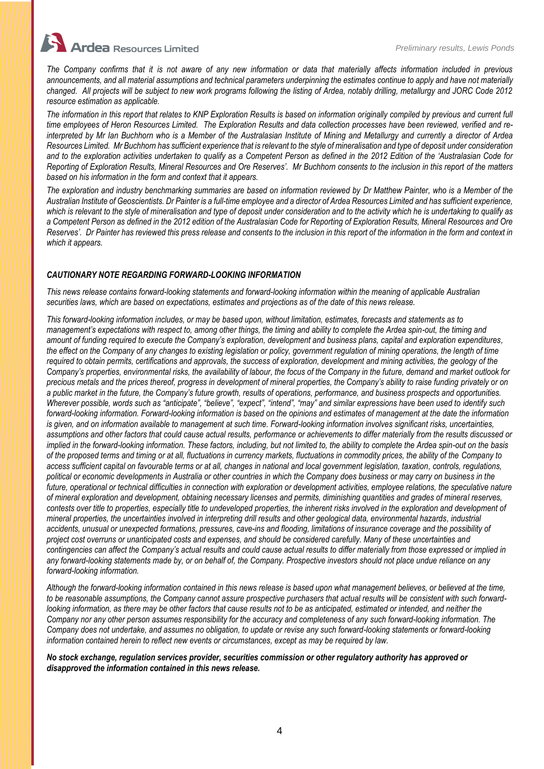*The Company confirms that it is not aware of any new information or data that materially affects information included in previous announcements, and all material assumptions and technical parameters underpinning the estimates continue to apply and have not materially changed. All projects will be subject to new work programs following the listing of Ardea, notably drilling, metallurgy and JORC Code 2012 resource estimation as applicable.*

*The information in this report that relates to KNP Exploration Results is based on information originally compiled by previous and current full time employees of Heron Resources Limited. The Exploration Results and data collection processes have been reviewed, verified and re-interpreted by Mr Ian Buchhorn who is a Member of the Australasian Institute of Mining and Metallurgy and currently a director of Ardea Resources Limited. Mr Buchhorn has sufficient experience that is relevant to the style of mineralisation and type of deposit under consideration and to the exploration activities undertaken to qualify as a Competent Person as defined in the 2012 Edition of the 'Australasian Code for Reporting of Exploration Results, Mineral Resources and Ore Reserves'. Mr Buchhorn consents to the inclusion in this report of the matters based on his information in the form and context that it appears.*

*The exploration and industry benchmarking summaries are based on information reviewed by Dr Matthew Painter, who is a Member of the Australian Institute of Geoscientists. Dr Painter is a full-time employee and a director of Ardea Resources Limited and has sufficient experience, which is relevant to the style of mineralisation and type of deposit under consideration and to the activity which he is undertaking to qualify as a Competent Person as defined in the 2012 edition of the Australasian Code for Reporting of Exploration Results, Mineral Resources and Ore Reserves'. Dr Painter has reviewed this press release and consents to the inclusion in this report of the information in the form and context in which it appears.*

***CAUTIONARY NOTE REGARDING FORWARD-LOOKING INFORMATION***

*This news release contains forward-looking statements and forward-looking information within the meaning of applicable Australian securities laws, which are based on expectations, estimates and projections as of the date of this news release.*

*This forward-looking information includes, or may be based upon, without limitation, estimates, forecasts and statements as to management's expectations with respect to, among other things, the timing and ability to complete the Ardea spin-out, the timing and amount of funding required to execute the Company's exploration, development and business plans, capital and exploration expenditures, the effect on the Company of any changes to existing legislation or policy, government regulation of mining operations, the length of time required to obtain permits, certifications and approvals, the success of exploration, development and mining activities, the geology of the Company's properties, environmental risks, the availability of labour, the focus of the Company in the future, demand and market outlook for precious metals and the prices thereof, progress in development of mineral properties, the Company's ability to raise funding privately or on a public market in the future, the Company's future growth, results of operations, performance, and business prospects and opportunities. Wherever possible, words such as "anticipate", "believe", "expect", "intend", "may" and similar expressions have been used to identify such forward-looking information. Forward-looking information is based on the opinions and estimates of management at the date the information is given, and on information available to management at such time. Forward-looking information involves significant risks, uncertainties, assumptions and other factors that could cause actual results, performance or achievements to differ materially from the results discussed or implied in the forward-looking information. These factors, including, but not limited to, the ability to complete the Ardea spin-out on the basis of the proposed terms and timing or at all, fluctuations in currency markets, fluctuations in commodity prices, the ability of the Company to access sufficient capital on favourable terms or at all, changes in national and local government legislation, taxation, controls, regulations, political or economic developments in Australia or other countries in which the Company does business or may carry on business in the future, operational or technical difficulties in connection with exploration or development activities, employee relations, the speculative nature of mineral exploration and development, obtaining necessary licenses and permits, diminishing quantities and grades of mineral reserves, contests over title to properties, especially title to undeveloped properties, the inherent risks involved in the exploration and development of mineral properties, the uncertainties involved in interpreting drill results and other geological data, environmental hazards, industrial accidents, unusual or unexpected formations, pressures, cave-ins and flooding, limitations of insurance coverage and the possibility of project cost overruns or unanticipated costs and expenses, and should be considered carefully. Many of these uncertainties and contingencies can affect the Company's actual results and could cause actual results to differ materially from those expressed or implied in any forward-looking statements made by, or on behalf of, the Company. Prospective investors should not place undue reliance on any forward-looking information.*

*Although the forward-looking information contained in this news release is based upon what management believes, or believed at the time, to be reasonable assumptions, the Company cannot assure prospective purchasers that actual results will be consistent with such forward-looking information, as there may be other factors that cause results not to be as anticipated, estimated or intended, and neither the Company nor any other person assumes responsibility for the accuracy and completeness of any such forward-looking information. The Company does not undertake, and assumes no obligation, to update or revise any such forward-looking statements or forward-looking information contained herein to reflect new events or circumstances, except as may be required by law.*

***No stock exchange, regulation services provider, securities commission or other regulatory authority has approved or disapproved the information contained in this news release.***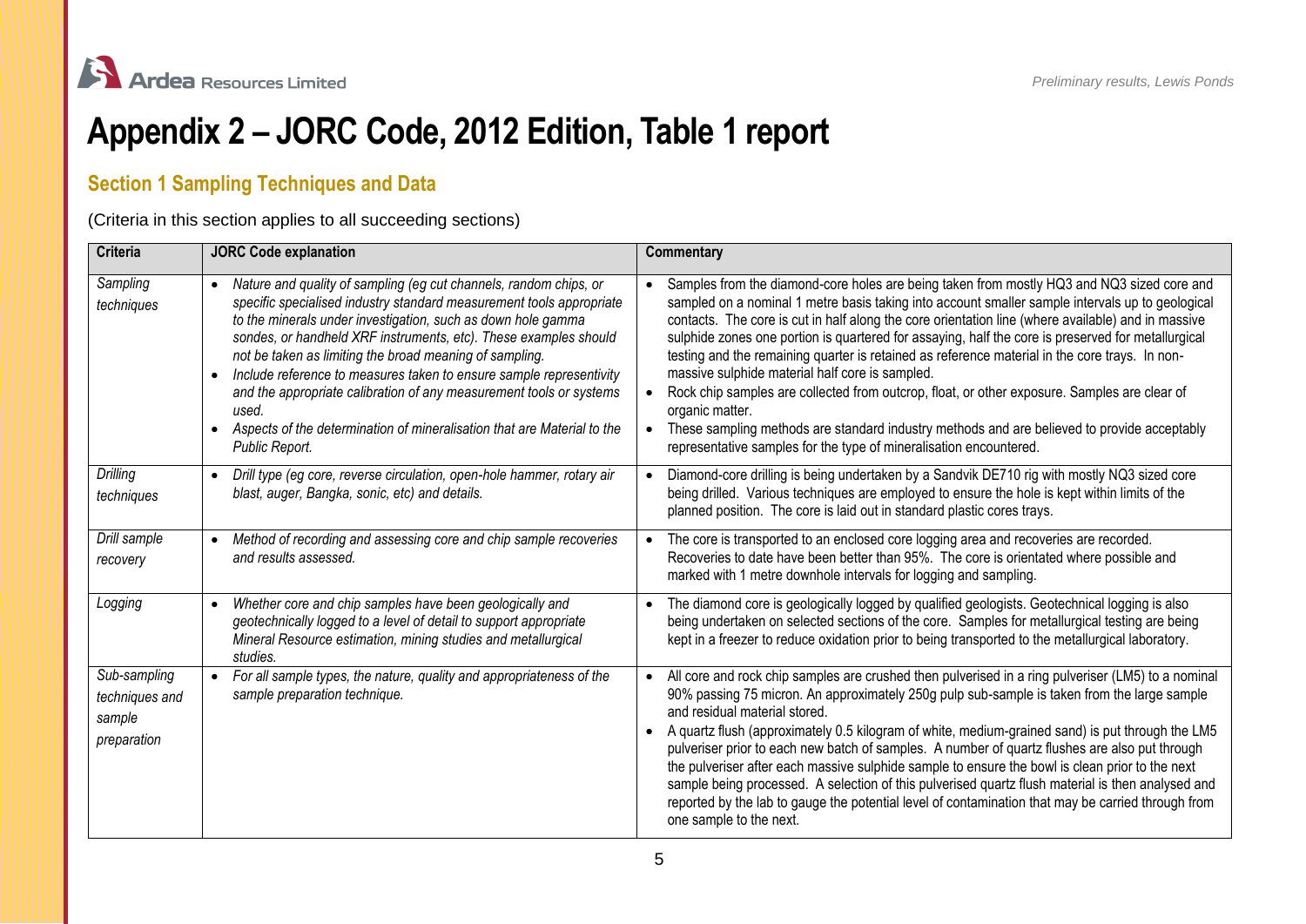# Appendix 2 – JORC Code, 2012 Edition, Table 1 report

## Section 1 Sampling Techniques and Data

(Criteria in this section applies to all succeeding sections)

| Criteria | JORC Code explanation | Commentary |
|---|---|---|
| *Sampling techniques* | • *Nature and quality of sampling (eg cut channels, random chips, or specific specialised industry standard measurement tools appropriate to the minerals under investigation, such as down hole gamma sondes, or handheld XRF instruments, etc). These examples should not be taken as limiting the broad meaning of sampling.*<br>• *Include reference to measures taken to ensure sample representivity and the appropriate calibration of any measurement tools or systems used.*<br>• *Aspects of the determination of mineralisation that are Material to the Public Report.* | • Samples from the diamond-core holes are being taken from mostly HQ3 and NQ3 sized core and sampled on a nominal 1 metre basis taking into account smaller sample intervals up to geological contacts. The core is cut in half along the core orientation line (where available) and in massive sulphide zones one portion is quartered for assaying, half the core is preserved for metallurgical testing and the remaining quarter is retained as reference material in the core trays. In non-massive sulphide material half core is sampled.<br>• Rock chip samples are collected from outcrop, float, or other exposure. Samples are clear of organic matter.<br>• These sampling methods are standard industry methods and are believed to provide acceptably representative samples for the type of mineralisation encountered. |
| *Drilling techniques* | • *Drill type (eg core, reverse circulation, open-hole hammer, rotary air blast, auger, Bangka, sonic, etc) and details.* | • Diamond-core drilling is being undertaken by a Sandvik DE710 rig with mostly NQ3 sized core being drilled. Various techniques are employed to ensure the hole is kept within limits of the planned position. The core is laid out in standard plastic cores trays. |
| *Drill sample recovery* | • *Method of recording and assessing core and chip sample recoveries and results assessed.* | • The core is transported to an enclosed core logging area and recoveries are recorded. Recoveries to date have been better than 95%. The core is orientated where possible and marked with 1 metre downhole intervals for logging and sampling. |
| *Logging* | • *Whether core and chip samples have been geologically and geotechnically logged to a level of detail to support appropriate Mineral Resource estimation, mining studies and metallurgical studies.* | • The diamond core is geologically logged by qualified geologists. Geotechnical logging is also being undertaken on selected sections of the core. Samples for metallurgical testing are being kept in a freezer to reduce oxidation prior to being transported to the metallurgical laboratory. |
| *Sub-sampling techniques and sample preparation* | • *For all sample types, the nature, quality and appropriateness of the sample preparation technique.* | • All core and rock chip samples are crushed then pulverised in a ring pulveriser (LM5) to a nominal 90% passing 75 micron. An approximately 250g pulp sub-sample is taken from the large sample and residual material stored.<br>• A quartz flush (approximately 0.5 kilogram of white, medium-grained sand) is put through the LM5 pulveriser prior to each new batch of samples. A number of quartz flushes are also put through the pulveriser after each massive sulphide sample to ensure the bowl is clean prior to the next sample being processed. A selection of this pulverised quartz flush material is then analysed and reported by the lab to gauge the potential level of contamination that may be carried through from one sample to the next. |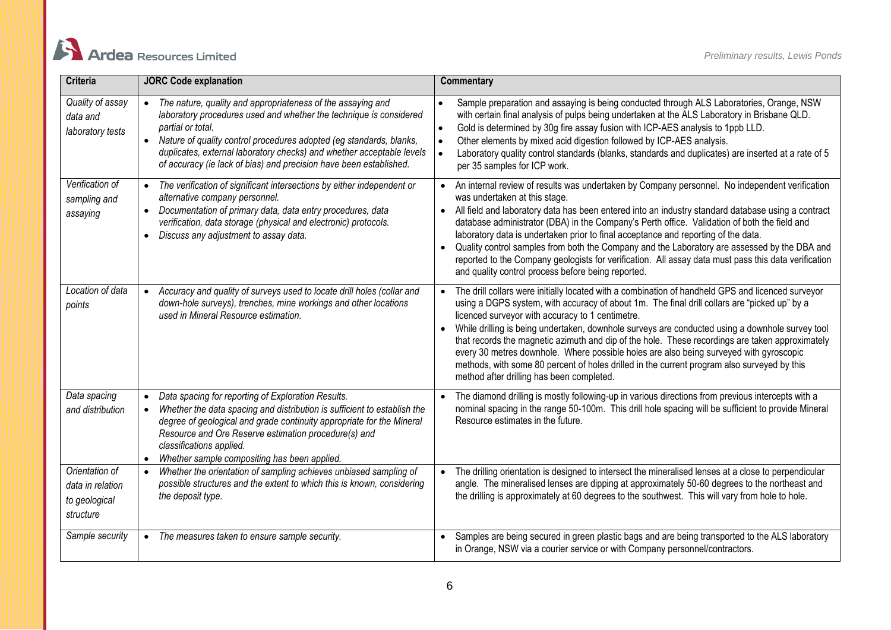| Criteria | JORC Code explanation | Commentary |
|---|---|---|
| *Quality of assay data and laboratory tests* | • *The nature, quality and appropriateness of the assaying and laboratory procedures used and whether the technique is considered partial or total.*<br>• *Nature of quality control procedures adopted (eg standards, blanks, duplicates, external laboratory checks) and whether acceptable levels of accuracy (ie lack of bias) and precision have been established.* | • Sample preparation and assaying is being conducted through ALS Laboratories, Orange, NSW with certain final analysis of pulps being undertaken at the ALS Laboratory in Brisbane QLD.<br>• Gold is determined by 30g fire assay fusion with ICP-AES analysis to 1ppb LLD.<br>• Other elements by mixed acid digestion followed by ICP-AES analysis.<br>• Laboratory quality control standards (blanks, standards and duplicates) are inserted at a rate of 5 per 35 samples for ICP work. |
| *Verification of sampling and assaying* | • *The verification of significant intersections by either independent or alternative company personnel.*<br>• *Documentation of primary data, data entry procedures, data verification, data storage (physical and electronic) protocols.*<br>• *Discuss any adjustment to assay data.* | • An internal review of results was undertaken by Company personnel. No independent verification was undertaken at this stage.<br>• All field and laboratory data has been entered into an industry standard database using a contract database administrator (DBA) in the Company's Perth office. Validation of both the field and laboratory data is undertaken prior to final acceptance and reporting of the data.<br>• Quality control samples from both the Company and the Laboratory are assessed by the DBA and reported to the Company geologists for verification. All assay data must pass this data verification and quality control process before being reported. |
| *Location of data points* | • *Accuracy and quality of surveys used to locate drill holes (collar and down-hole surveys), trenches, mine workings and other locations used in Mineral Resource estimation.* | • The drill collars were initially located with a combination of handheld GPS and licenced surveyor using a DGPS system, with accuracy of about 1m. The final drill collars are "picked up" by a licenced surveyor with accuracy to 1 centimetre.<br>• While drilling is being undertaken, downhole surveys are conducted using a downhole survey tool that records the magnetic azimuth and dip of the hole. These recordings are taken approximately every 30 metres downhole. Where possible holes are also being surveyed with gyroscopic methods, with some 80 percent of holes drilled in the current program also surveyed by this method after drilling has been completed. |
| *Data spacing and distribution* | • *Data spacing for reporting of Exploration Results.*<br>• *Whether the data spacing and distribution is sufficient to establish the degree of geological and grade continuity appropriate for the Mineral Resource and Ore Reserve estimation procedure(s) and classifications applied.*<br>• *Whether sample compositing has been applied.* | • The diamond drilling is mostly following-up in various directions from previous intercepts with a nominal spacing in the range 50-100m. This drill hole spacing will be sufficient to provide Mineral Resource estimates in the future. |
| *Orientation of data in relation to geological structure* | • *Whether the orientation of sampling achieves unbiased sampling of possible structures and the extent to which this is known, considering the deposit type.* | • The drilling orientation is designed to intersect the mineralised lenses at a close to perpendicular angle. The mineralised lenses are dipping at approximately 50-60 degrees to the northeast and the drilling is approximately at 60 degrees to the southwest. This will vary from hole to hole. |
| *Sample security* | • *The measures taken to ensure sample security.* | • Samples are being secured in green plastic bags and are being transported to the ALS laboratory in Orange, NSW via a courier service or with Company personnel/contractors. |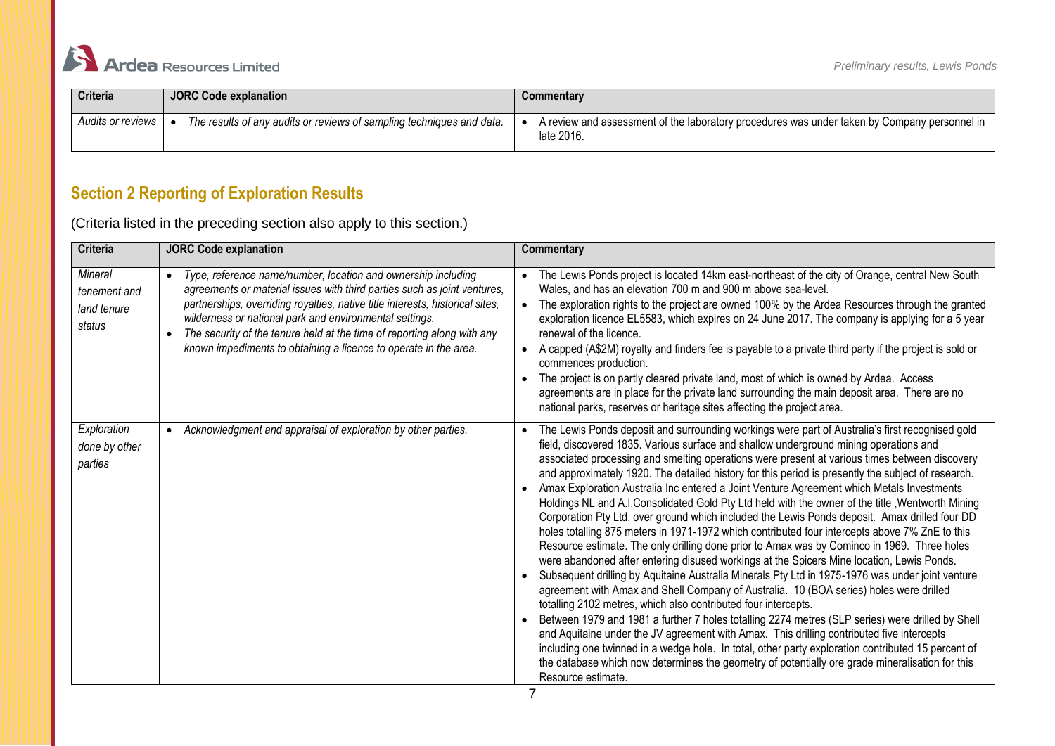| Criteria | JORC Code explanation | Commentary |
|---|---|---|
| *Audits or reviews* | • *The results of any audits or reviews of sampling techniques and data.* | • A review and assessment of the laboratory procedures was under taken by Company personnel in late 2016. |

## Section 2 Reporting of Exploration Results

(Criteria listed in the preceding section also apply to this section.)

| Criteria | JORC Code explanation | Commentary |
|---|---|---|
| *Mineral tenement and land tenure status* | • *Type, reference name/number, location and ownership including agreements or material issues with third parties such as joint ventures, partnerships, overriding royalties, native title interests, historical sites, wilderness or national park and environmental settings.*<br>• *The security of the tenure held at the time of reporting along with any known impediments to obtaining a licence to operate in the area.* | • The Lewis Ponds project is located 14km east-northeast of the city of Orange, central New South Wales, and has an elevation 700 m and 900 m above sea-level.<br>• The exploration rights to the project are owned 100% by the Ardea Resources through the granted exploration licence EL5583, which expires on 24 June 2017. The company is applying for a 5 year renewal of the licence.<br>• A capped (A$2M) royalty and finders fee is payable to a private third party if the project is sold or commences production.<br>• The project is on partly cleared private land, most of which is owned by Ardea. Access agreements are in place for the private land surrounding the main deposit area. There are no national parks, reserves or heritage sites affecting the project area. |
| *Exploration done by other parties* | • *Acknowledgment and appraisal of exploration by other parties.* | • The Lewis Ponds deposit and surrounding workings were part of Australia's first recognised gold field, discovered 1835. Various surface and shallow underground mining operations and associated processing and smelting operations were present at various times between discovery and approximately 1920. The detailed history for this period is presently the subject of research.<br>• Amax Exploration Australia Inc entered a Joint Venture Agreement which Metals Investments Holdings NL and A.I.Consolidated Gold Pty Ltd held with the owner of the title ,Wentworth Mining Corporation Pty Ltd, over ground which included the Lewis Ponds deposit. Amax drilled four DD holes totalling 875 meters in 1971-1972 which contributed four intercepts above 7% ZnE to this Resource estimate. The only drilling done prior to Amax was by Cominco in 1969. Three holes were abandoned after entering disused workings at the Spicers Mine location, Lewis Ponds.<br>• Subsequent drilling by Aquitaine Australia Minerals Pty Ltd in 1975-1976 was under joint venture agreement with Amax and Shell Company of Australia. 10 (BOA series) holes were drilled totalling 2102 metres, which also contributed four intercepts.<br>• Between 1979 and 1981 a further 7 holes totalling 2274 metres (SLP series) were drilled by Shell and Aquitaine under the JV agreement with Amax. This drilling contributed five intercepts including one twinned in a wedge hole. In total, other party exploration contributed 15 percent of the database which now determines the geometry of potentially ore grade mineralisation for this Resource estimate. |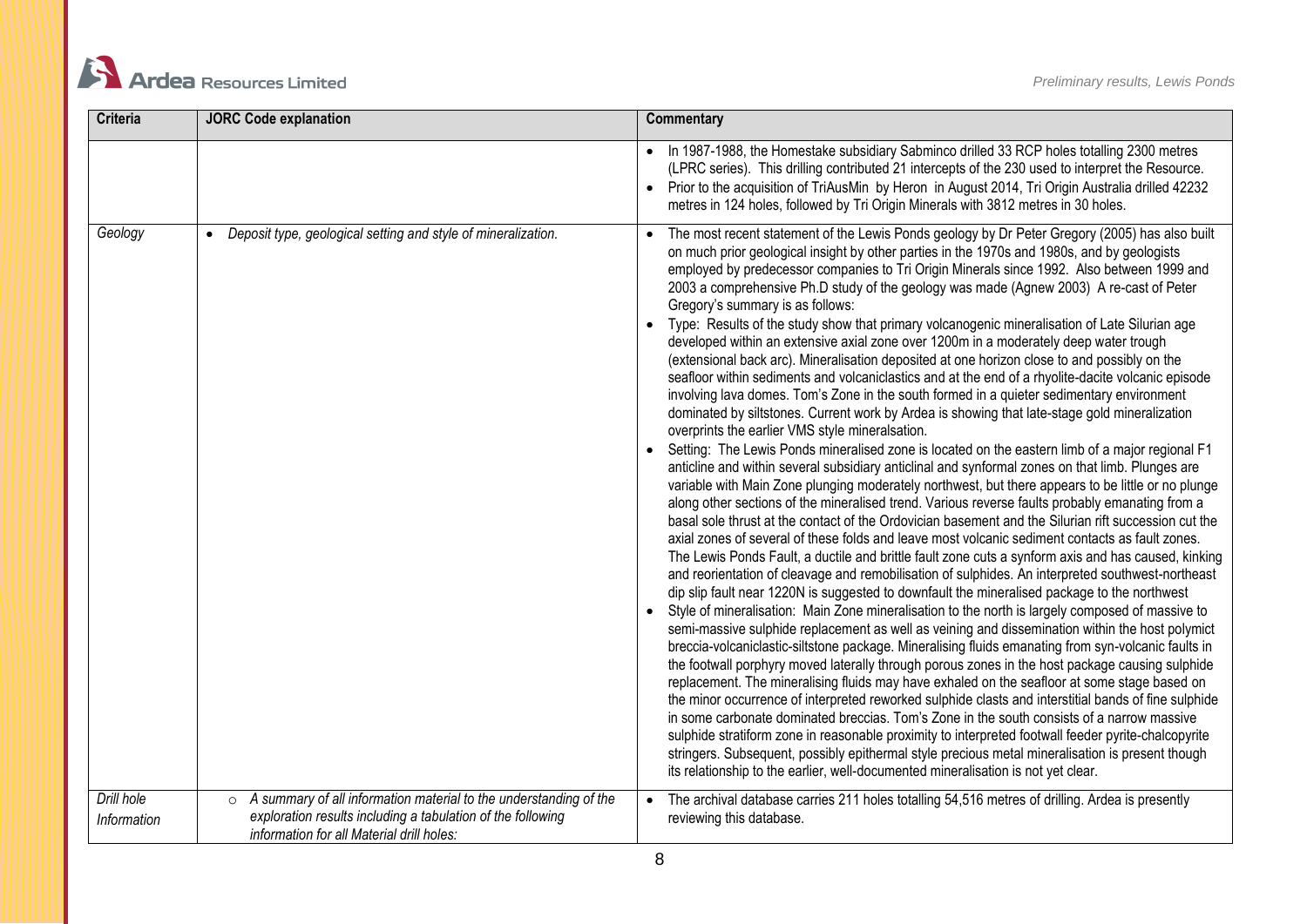| Criteria | JORC Code explanation | Commentary |
|---|---|---|
| | | • In 1987-1988, the Homestake subsidiary Sabminco drilled 33 RCP holes totalling 2300 metres (LPRC series). This drilling contributed 21 intercepts of the 230 used to interpret the Resource.<br>• Prior to the acquisition of TriAusMin by Heron in August 2014, Tri Origin Australia drilled 42232 metres in 124 holes, followed by Tri Origin Minerals with 3812 metres in 30 holes. |
| *Geology* | • *Deposit type, geological setting and style of mineralization.* | • The most recent statement of the Lewis Ponds geology by Dr Peter Gregory (2005) has also built on much prior geological insight by other parties in the 1970s and 1980s, and by geologists employed by predecessor companies to Tri Origin Minerals since 1992. Also between 1999 and 2003 a comprehensive Ph.D study of the geology was made (Agnew 2003) A re-cast of Peter Gregory's summary is as follows:<br>• Type: Results of the study show that primary volcanogenic mineralisation of Late Silurian age developed within an extensive axial zone over 1200m in a moderately deep water trough (extensional back arc). Mineralisation deposited at one horizon close to and possibly on the seafloor within sediments and volcaniclastics and at the end of a rhyolite-dacite volcanic episode involving lava domes. Tom's Zone in the south formed in a quieter sedimentary environment dominated by siltstones. Current work by Ardea is showing that late-stage gold mineralization overprints the earlier VMS style mineralsation.<br>• Setting: The Lewis Ponds mineralised zone is located on the eastern limb of a major regional F1 anticline and within several subsidiary anticlinal and synformal zones on that limb. Plunges are variable with Main Zone plunging moderately northwest, but there appears to be little or no plunge along other sections of the mineralised trend. Various reverse faults probably emanating from a basal sole thrust at the contact of the Ordovician basement and the Silurian rift succession cut the axial zones of several of these folds and leave most volcanic sediment contacts as fault zones. The Lewis Ponds Fault, a ductile and brittle fault zone cuts a synform axis and has caused, kinking and reorientation of cleavage and remobilisation of sulphides. An interpreted southwest-northeast dip slip fault near 1220N is suggested to downfault the mineralised package to the northwest<br>• Style of mineralisation: Main Zone mineralisation to the north is largely composed of massive to semi-massive sulphide replacement as well as veining and dissemination within the host polymict breccia-volcaniclastic-siltstone package. Mineralising fluids emanating from syn-volcanic faults in the footwall porphyry moved laterally through porous zones in the host package causing sulphide replacement. The mineralising fluids may have exhaled on the seafloor at some stage based on the minor occurrence of interpreted reworked sulphide clasts and interstitial bands of fine sulphide in some carbonate dominated breccias. Tom's Zone in the south consists of a narrow massive sulphide stratiform zone in reasonable proximity to interpreted footwall feeder pyrite-chalcopyrite stringers. Subsequent, possibly epithermal style precious metal mineralisation is present though its relationship to the earlier, well-documented mineralisation is not yet clear. |
| *Drill hole Information* | ○ *A summary of all information material to the understanding of the exploration results including a tabulation of the following information for all Material drill holes:* | • The archival database carries 211 holes totalling 54,516 metres of drilling. Ardea is presently reviewing this database. |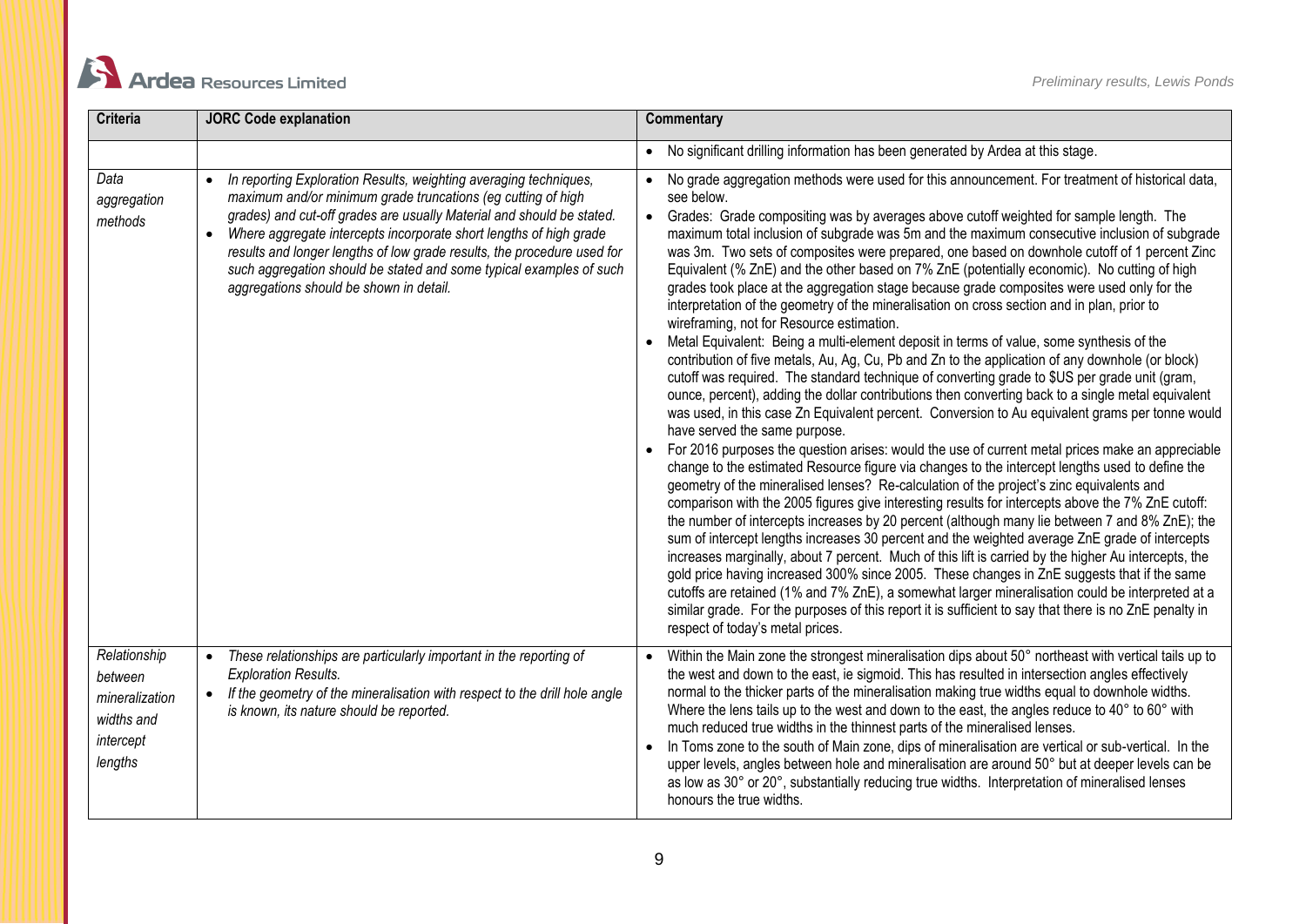| Criteria | JORC Code explanation | Commentary |
|---|---|---|
| | | • No significant drilling information has been generated by Ardea at this stage. |
| *Data aggregation methods* | • *In reporting Exploration Results, weighting averaging techniques, maximum and/or minimum grade truncations (eg cutting of high grades) and cut-off grades are usually Material and should be stated.*<br>• *Where aggregate intercepts incorporate short lengths of high grade results and longer lengths of low grade results, the procedure used for such aggregation should be stated and some typical examples of such aggregations should be shown in detail.* | • No grade aggregation methods were used for this announcement. For treatment of historical data, see below.<br>• Grades: Grade compositing was by averages above cutoff weighted for sample length. The maximum total inclusion of subgrade was 5m and the maximum consecutive inclusion of subgrade was 3m. Two sets of composites were prepared, one based on downhole cutoff of 1 percent Zinc Equivalent (% ZnE) and the other based on 7% ZnE (potentially economic). No cutting of high grades took place at the aggregation stage because grade composites were used only for the interpretation of the geometry of the mineralisation on cross section and in plan, prior to wireframing, not for Resource estimation.<br>• Metal Equivalent: Being a multi-element deposit in terms of value, some synthesis of the contribution of five metals, Au, Ag, Cu, Pb and Zn to the application of any downhole (or block) cutoff was required. The standard technique of converting grade to $US per grade unit (gram, ounce, percent), adding the dollar contributions then converting back to a single metal equivalent was used, in this case Zn Equivalent percent. Conversion to Au equivalent grams per tonne would have served the same purpose.<br>• For 2016 purposes the question arises: would the use of current metal prices make an appreciable change to the estimated Resource figure via changes to the intercept lengths used to define the geometry of the mineralised lenses? Re-calculation of the project's zinc equivalents and comparison with the 2005 figures give interesting results for intercepts above the 7% ZnE cutoff: the number of intercepts increases by 20 percent (although many lie between 7 and 8% ZnE); the sum of intercept lengths increases 30 percent and the weighted average ZnE grade of intercepts increases marginally, about 7 percent. Much of this lift is carried by the higher Au intercepts, the gold price having increased 300% since 2005. These changes in ZnE suggests that if the same cutoffs are retained (1% and 7% ZnE), a somewhat larger mineralisation could be interpreted at a similar grade. For the purposes of this report it is sufficient to say that there is no ZnE penalty in respect of today's metal prices. |
| *Relationship between mineralization widths and intercept lengths* | • *These relationships are particularly important in the reporting of Exploration Results.*<br>• *If the geometry of the mineralisation with respect to the drill hole angle is known, its nature should be reported.* | • Within the Main zone the strongest mineralisation dips about 50° northeast with vertical tails up to the west and down to the east, ie sigmoid. This has resulted in intersection angles effectively normal to the thicker parts of the mineralisation making true widths equal to downhole widths. Where the lens tails up to the west and down to the east, the angles reduce to 40° to 60° with much reduced true widths in the thinnest parts of the mineralised lenses.<br>• In Toms zone to the south of Main zone, dips of mineralisation are vertical or sub-vertical. In the upper levels, angles between hole and mineralisation are around 50° but at deeper levels can be as low as 30° or 20°, substantially reducing true widths. Interpretation of mineralised lenses honours the true widths. |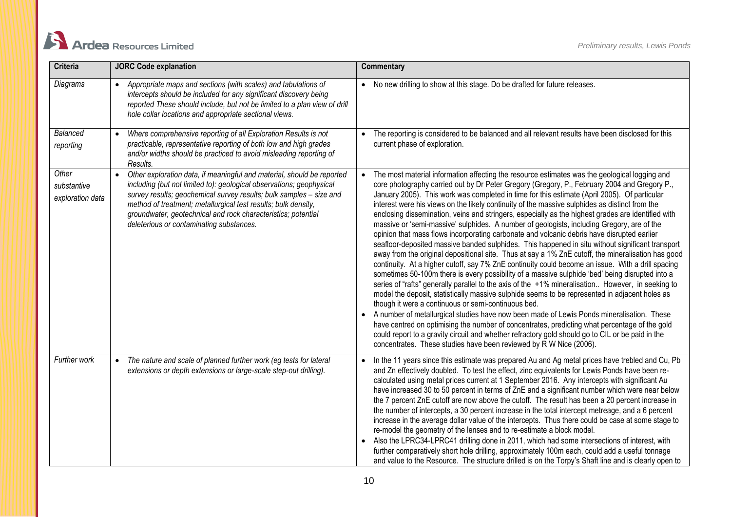| Criteria | JORC Code explanation | Commentary |
|---|---|---|
| *Diagrams* | • *Appropriate maps and sections (with scales) and tabulations of intercepts should be included for any significant discovery being reported These should include, but not be limited to a plan view of drill hole collar locations and appropriate sectional views.* | • No new drilling to show at this stage. Do be drafted for future releases. |
| *Balanced reporting* | • *Where comprehensive reporting of all Exploration Results is not practicable, representative reporting of both low and high grades and/or widths should be practiced to avoid misleading reporting of Results.* | • The reporting is considered to be balanced and all relevant results have been disclosed for this current phase of exploration. |
| *Other substantive exploration data* | • *Other exploration data, if meaningful and material, should be reported including (but not limited to): geological observations; geophysical survey results; geochemical survey results; bulk samples – size and method of treatment; metallurgical test results; bulk density, groundwater, geotechnical and rock characteristics; potential deleterious or contaminating substances.* | • The most material information affecting the resource estimates was the geological logging and core photography carried out by Dr Peter Gregory (Gregory, P., February 2004 and Gregory P., January 2005). This work was completed in time for this estimate (April 2005). Of particular interest were his views on the likely continuity of the massive sulphides as distinct from the enclosing dissemination, veins and stringers, especially as the highest grades are identified with massive or 'semi-massive' sulphides. A number of geologists, including Gregory, are of the opinion that mass flows incorporating carbonate and volcanic debris have disrupted earlier seafloor-deposited massive banded sulphides. This happened in situ without significant transport away from the original depositional site. Thus at say a 1% ZnE cutoff, the mineralisation has good continuity. At a higher cutoff, say 7% ZnE continuity could become an issue. With a drill spacing sometimes 50-100m there is every possibility of a massive sulphide 'bed' being disrupted into a series of "rafts" generally parallel to the axis of the +1% mineralisation.. However, in seeking to model the deposit, statistically massive sulphide seems to be represented in adjacent holes as though it were a continuous or semi-continuous bed.<br>• A number of metallurgical studies have now been made of Lewis Ponds mineralisation. These have centred on optimising the number of concentrates, predicting what percentage of the gold could report to a gravity circuit and whether refractory gold should go to CIL or be paid in the concentrates. These studies have been reviewed by R W Nice (2006). |
| *Further work* | • *The nature and scale of planned further work (eg tests for lateral extensions or depth extensions or large-scale step-out drilling).* | • In the 11 years since this estimate was prepared Au and Ag metal prices have trebled and Cu, Pb and Zn effectively doubled. To test the effect, zinc equivalents for Lewis Ponds have been re-calculated using metal prices current at 1 September 2016. Any intercepts with significant Au have increased 30 to 50 percent in terms of ZnE and a significant number which were near below the 7 percent ZnE cutoff are now above the cutoff. The result has been a 20 percent increase in the number of intercepts, a 30 percent increase in the total intercept metreage, and a 6 percent increase in the average dollar value of the intercepts. Thus there could be case at some stage to re-model the geometry of the lenses and to re-estimate a block model.<br>• Also the LPRC34-LPRC41 drilling done in 2011, which had some intersections of interest, with further comparatively short hole drilling, approximately 100m each, could add a useful tonnage and value to the Resource. The structure drilled is on the Torpy's Shaft line and is clearly open to |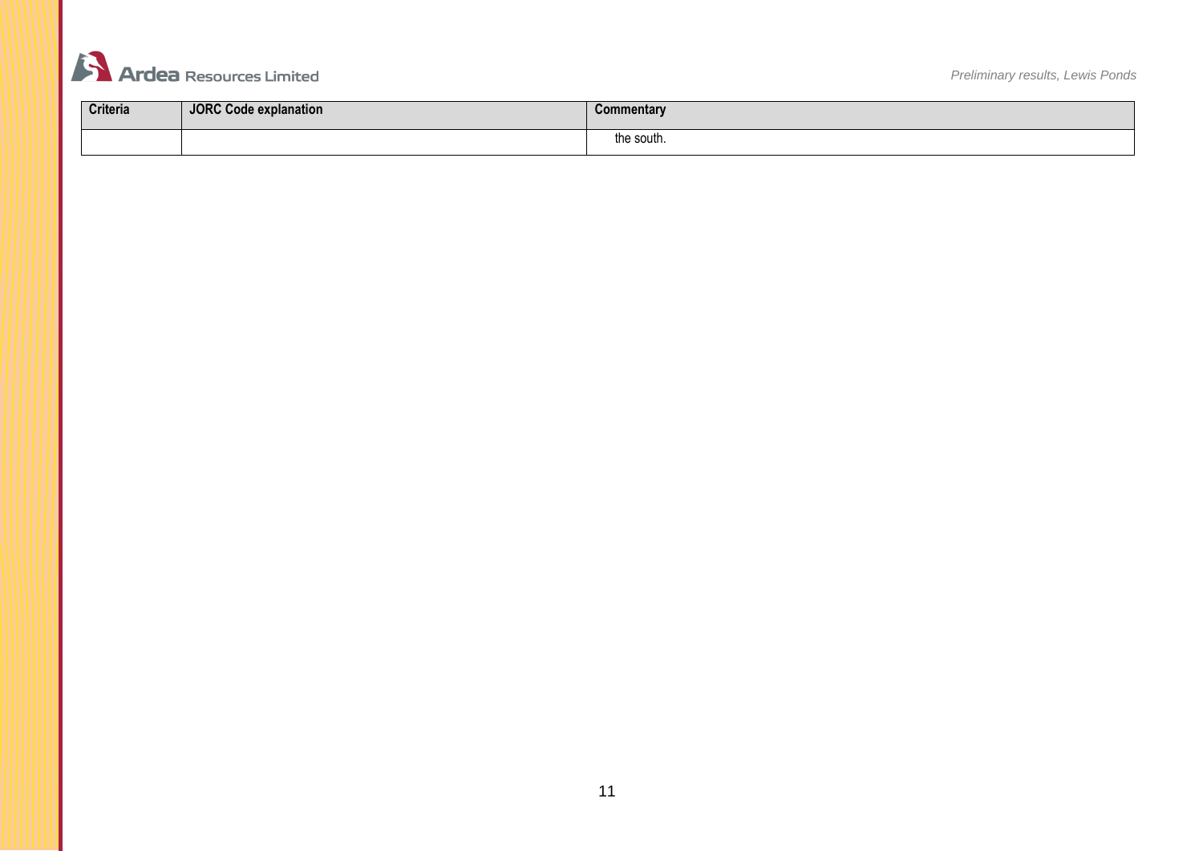| Criteria | JORC Code explanation | Commentary |
|---|---|---|
| | | the south. |